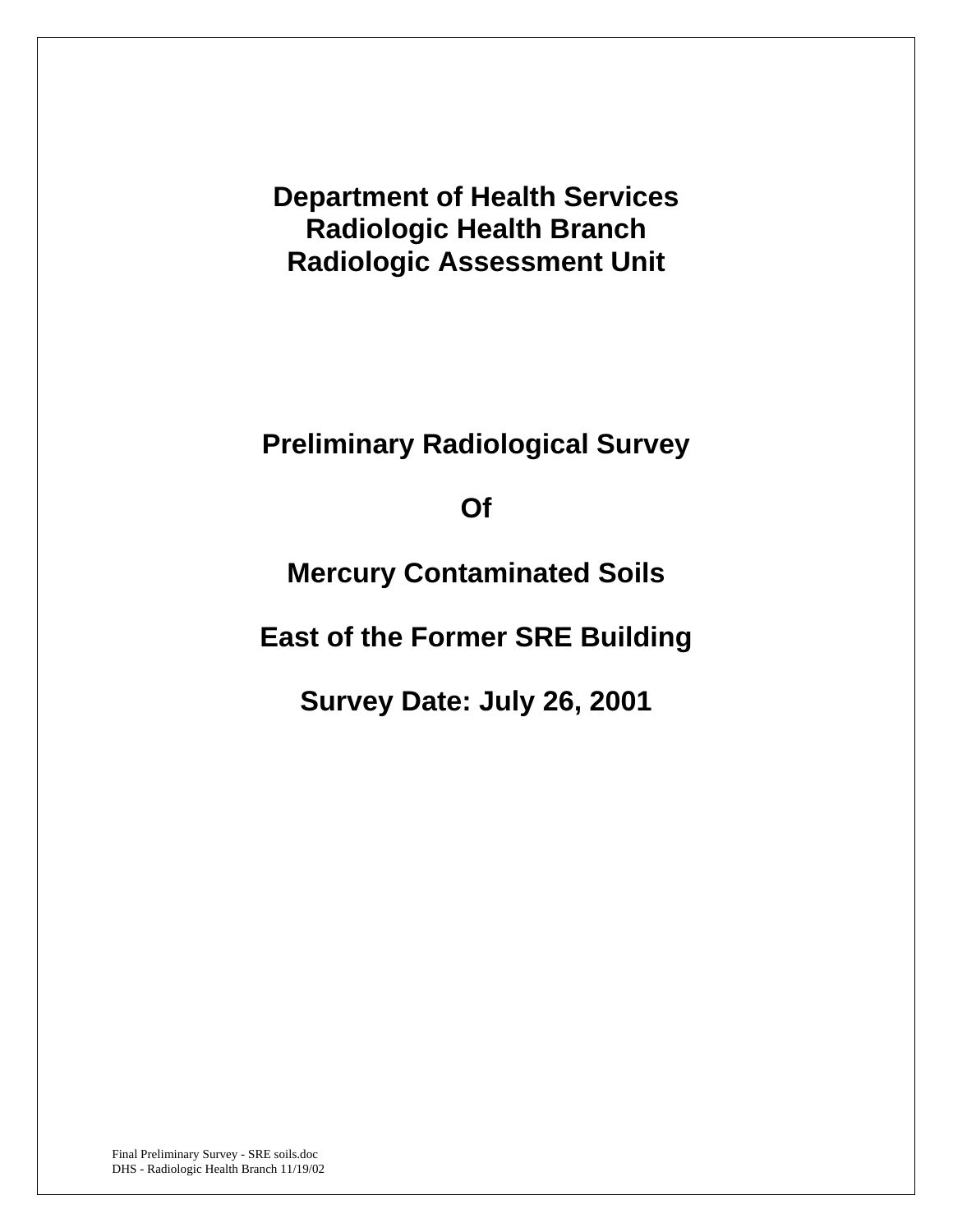# Department of Health Services
# Radiologic Health Branch
# Radiologic Assessment Unit

## Preliminary Radiological Survey

## Of

## Mercury Contaminated Soils

## East of the Former SRE Building

## Survey Date: July 26, 2001

Final Preliminary Survey - SRE soils.doc
DHS - Radiologic Health Branch 11/19/02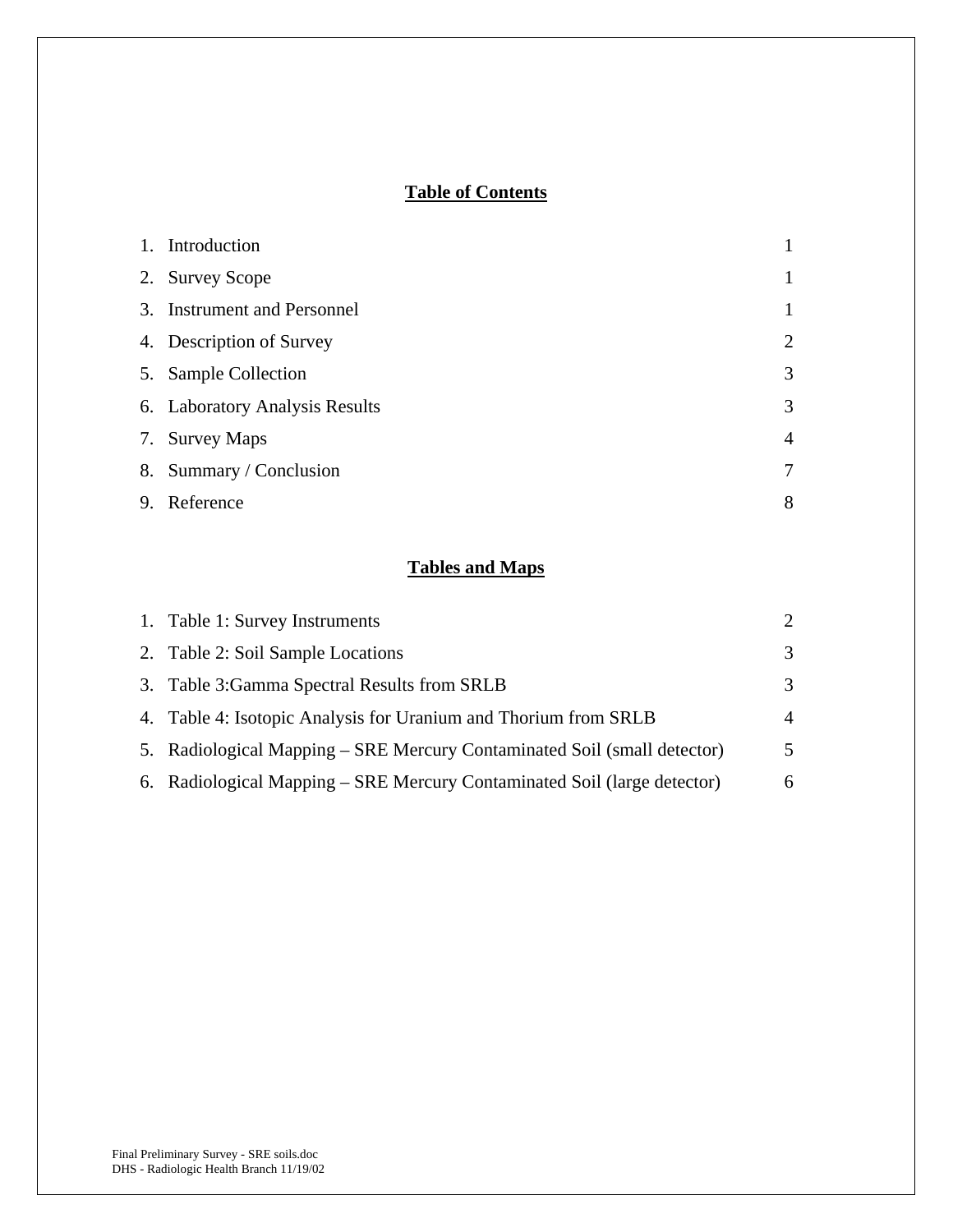## Table of Contents

| | | |
|---|---|---|
| 1. | Introduction | 1 |
| 2. | Survey Scope | 1 |
| 3. | Instrument and Personnel | 1 |
| 4. | Description of Survey | 2 |
| 5. | Sample Collection | 3 |
| 6. | Laboratory Analysis Results | 3 |
| 7. | Survey Maps | 4 |
| 8. | Summary / Conclusion | 7 |
| 9. | Reference | 8 |

## Tables and Maps

| | | |
|---|---|---|
| 1. | Table 1: Survey Instruments | 2 |
| 2. | Table 2: Soil Sample Locations | 3 |
| 3. | Table 3:Gamma Spectral Results from SRLB | 3 |
| 4. | Table 4: Isotopic Analysis for Uranium and Thorium from SRLB | 4 |
| 5. | Radiological Mapping – SRE Mercury Contaminated Soil (small detector) | 5 |
| 6. | Radiological Mapping – SRE Mercury Contaminated Soil (large detector) | 6 |

Final Preliminary Survey - SRE soils.doc
DHS - Radiologic Health Branch 11/19/02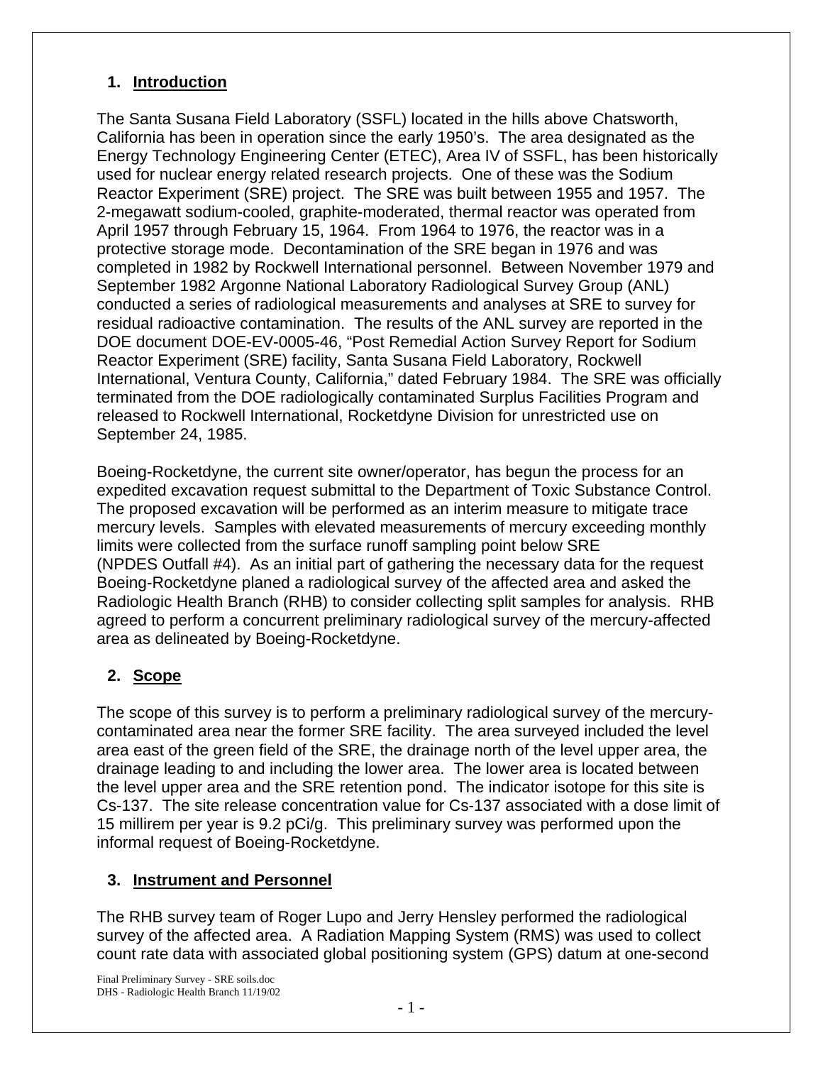## 1. Introduction

The Santa Susana Field Laboratory (SSFL) located in the hills above Chatsworth, California has been in operation since the early 1950's. The area designated as the Energy Technology Engineering Center (ETEC), Area IV of SSFL, has been historically used for nuclear energy related research projects. One of these was the Sodium Reactor Experiment (SRE) project. The SRE was built between 1955 and 1957. The 2-megawatt sodium-cooled, graphite-moderated, thermal reactor was operated from April 1957 through February 15, 1964. From 1964 to 1976, the reactor was in a protective storage mode. Decontamination of the SRE began in 1976 and was completed in 1982 by Rockwell International personnel. Between November 1979 and September 1982 Argonne National Laboratory Radiological Survey Group (ANL) conducted a series of radiological measurements and analyses at SRE to survey for residual radioactive contamination. The results of the ANL survey are reported in the DOE document DOE-EV-0005-46, "Post Remedial Action Survey Report for Sodium Reactor Experiment (SRE) facility, Santa Susana Field Laboratory, Rockwell International, Ventura County, California," dated February 1984. The SRE was officially terminated from the DOE radiologically contaminated Surplus Facilities Program and released to Rockwell International, Rocketdyne Division for unrestricted use on September 24, 1985.

Boeing-Rocketdyne, the current site owner/operator, has begun the process for an expedited excavation request submittal to the Department of Toxic Substance Control. The proposed excavation will be performed as an interim measure to mitigate trace mercury levels. Samples with elevated measurements of mercury exceeding monthly limits were collected from the surface runoff sampling point below SRE (NPDES Outfall #4). As an initial part of gathering the necessary data for the request Boeing-Rocketdyne planed a radiological survey of the affected area and asked the Radiologic Health Branch (RHB) to consider collecting split samples for analysis. RHB agreed to perform a concurrent preliminary radiological survey of the mercury-affected area as delineated by Boeing-Rocketdyne.

## 2. Scope

The scope of this survey is to perform a preliminary radiological survey of the mercury-contaminated area near the former SRE facility. The area surveyed included the level area east of the green field of the SRE, the drainage north of the level upper area, the drainage leading to and including the lower area. The lower area is located between the level upper area and the SRE retention pond. The indicator isotope for this site is Cs-137. The site release concentration value for Cs-137 associated with a dose limit of 15 millirem per year is 9.2 pCi/g. This preliminary survey was performed upon the informal request of Boeing-Rocketdyne.

## 3. Instrument and Personnel

The RHB survey team of Roger Lupo and Jerry Hensley performed the radiological survey of the affected area. A Radiation Mapping System (RMS) was used to collect count rate data with associated global positioning system (GPS) datum at one-second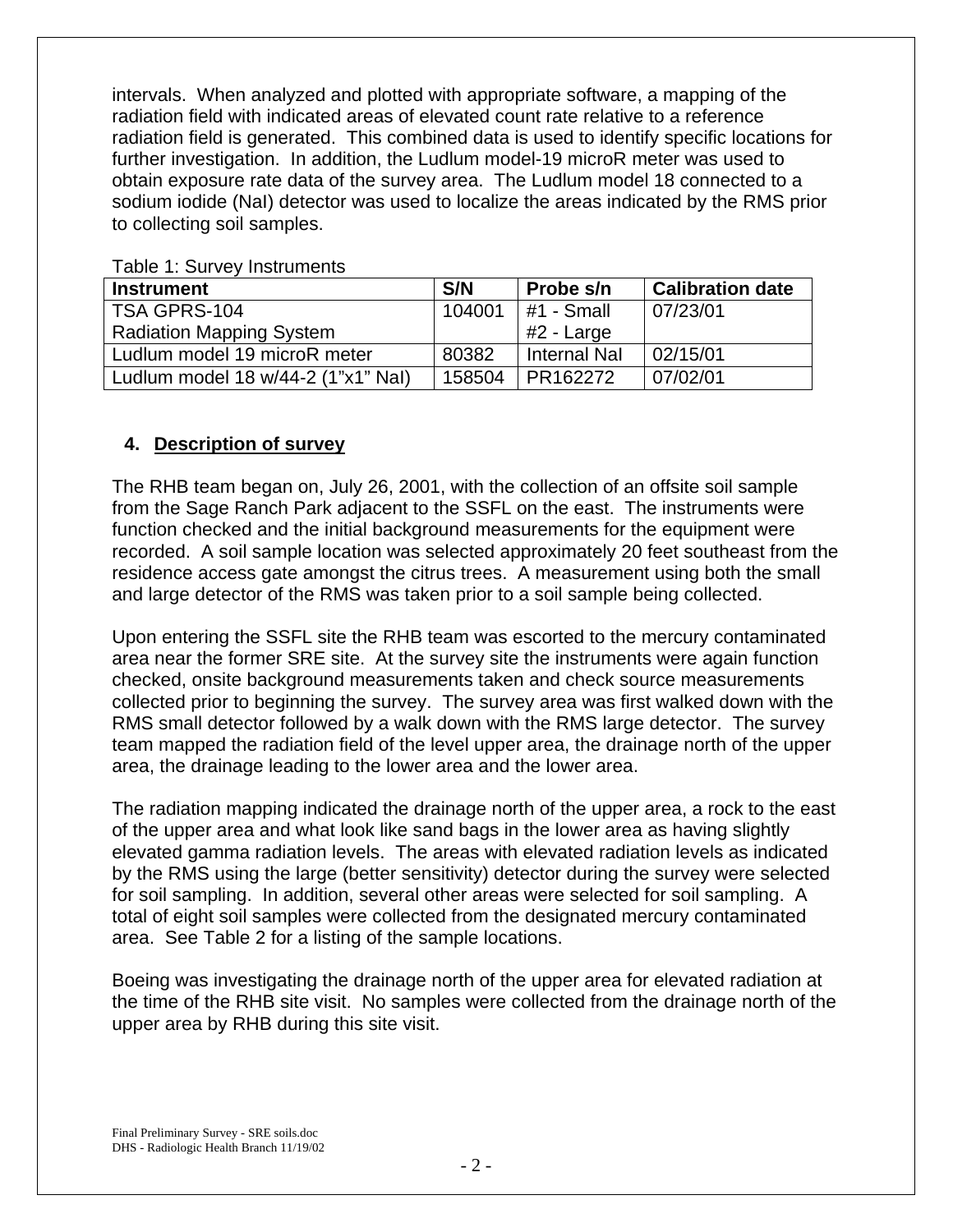intervals. When analyzed and plotted with appropriate software, a mapping of the radiation field with indicated areas of elevated count rate relative to a reference radiation field is generated. This combined data is used to identify specific locations for further investigation. In addition, the Ludlum model-19 microR meter was used to obtain exposure rate data of the survey area. The Ludlum model 18 connected to a sodium iodide (NaI) detector was used to localize the areas indicated by the RMS prior to collecting soil samples.

Table 1: Survey Instruments

| Instrument | S/N | Probe s/n | Calibration date |
|---|---|---|---|
| TSA GPRS-104 Radiation Mapping System | 104001 | #1 - Small #2 - Large | 07/23/01 |
| Ludlum model 19 microR meter | 80382 | Internal NaI | 02/15/01 |
| Ludlum model 18 w/44-2 (1"x1" NaI) | 158504 | PR162272 | 07/02/01 |

## 4. Description of survey

The RHB team began on, July 26, 2001, with the collection of an offsite soil sample from the Sage Ranch Park adjacent to the SSFL on the east. The instruments were function checked and the initial background measurements for the equipment were recorded. A soil sample location was selected approximately 20 feet southeast from the residence access gate amongst the citrus trees. A measurement using both the small and large detector of the RMS was taken prior to a soil sample being collected.

Upon entering the SSFL site the RHB team was escorted to the mercury contaminated area near the former SRE site. At the survey site the instruments were again function checked, onsite background measurements taken and check source measurements collected prior to beginning the survey. The survey area was first walked down with the RMS small detector followed by a walk down with the RMS large detector. The survey team mapped the radiation field of the level upper area, the drainage north of the upper area, the drainage leading to the lower area and the lower area.

The radiation mapping indicated the drainage north of the upper area, a rock to the east of the upper area and what look like sand bags in the lower area as having slightly elevated gamma radiation levels. The areas with elevated radiation levels as indicated by the RMS using the large (better sensitivity) detector during the survey were selected for soil sampling. In addition, several other areas were selected for soil sampling. A total of eight soil samples were collected from the designated mercury contaminated area. See Table 2 for a listing of the sample locations.

Boeing was investigating the drainage north of the upper area for elevated radiation at the time of the RHB site visit. No samples were collected from the drainage north of the upper area by RHB during this site visit.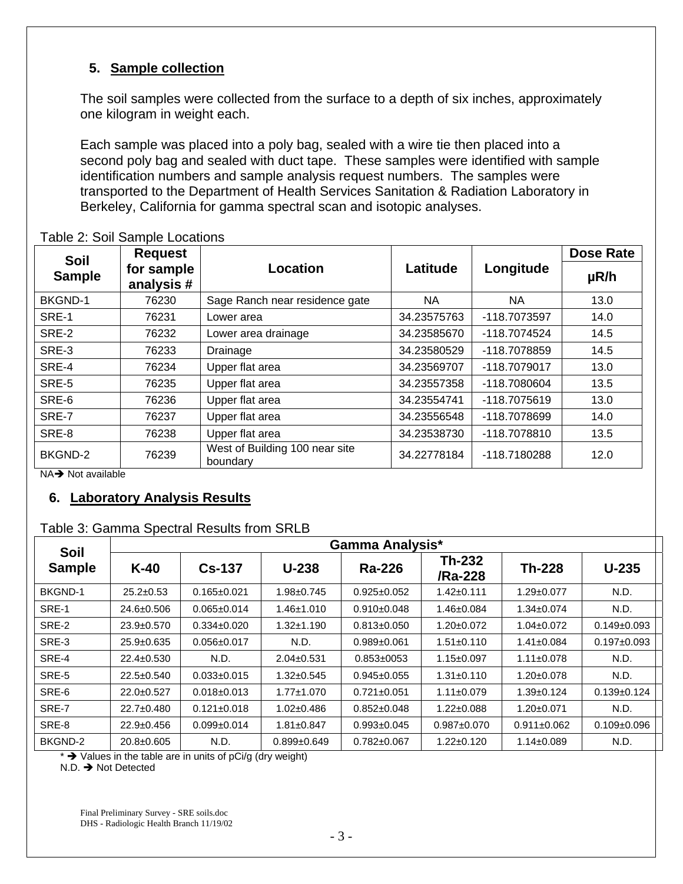## 5. Sample collection

The soil samples were collected from the surface to a depth of six inches, approximately one kilogram in weight each.

Each sample was placed into a poly bag, sealed with a wire tie then placed into a second poly bag and sealed with duct tape. These samples were identified with sample identification numbers and sample analysis request numbers. The samples were transported to the Department of Health Services Sanitation & Radiation Laboratory in Berkeley, California for gamma spectral scan and isotopic analyses.

Table 2: Soil Sample Locations

| Soil Sample | Request for sample analysis # | Location | Latitude | Longitude | Dose Rate μR/h |
|---|---|---|---|---|---|
| BKGND-1 | 76230 | Sage Ranch near residence gate | NA | NA | 13.0 |
| SRE-1 | 76231 | Lower area | 34.23575763 | -118.7073597 | 14.0 |
| SRE-2 | 76232 | Lower area drainage | 34.23585670 | -118.7074524 | 14.5 |
| SRE-3 | 76233 | Drainage | 34.23580529 | -118.7078859 | 14.5 |
| SRE-4 | 76234 | Upper flat area | 34.23569707 | -118.7079017 | 13.0 |
| SRE-5 | 76235 | Upper flat area | 34.23557358 | -118.7080604 | 13.5 |
| SRE-6 | 76236 | Upper flat area | 34.23554741 | -118.7075619 | 13.0 |
| SRE-7 | 76237 | Upper flat area | 34.23556548 | -118.7078699 | 14.0 |
| SRE-8 | 76238 | Upper flat area | 34.23538730 | -118.7078810 | 13.5 |
| BKGND-2 | 76239 | West of Building 100 near site boundary | 34.22778184 | -118.7180288 | 12.0 |

NA➔ Not available

## 6. Laboratory Analysis Results

Table 3: Gamma Spectral Results from SRLB

| Soil Sample | Gamma Analysis* | | | | | | |
|---|---|---|---|---|---|---|---|
| | K-40 | Cs-137 | U-238 | Ra-226 | Th-232 /Ra-228 | Th-228 | U-235 |
| BKGND-1 | 25.2±0.53 | 0.165±0.021 | 1.98±0.745 | 0.925±0.052 | 1.42±0.111 | 1.29±0.077 | N.D. |
| SRE-1 | 24.6±0.506 | 0.065±0.014 | 1.46±1.010 | 0.910±0.048 | 1.46±0.084 | 1.34±0.074 | N.D. |
| SRE-2 | 23.9±0.570 | 0.334±0.020 | 1.32±1.190 | 0.813±0.050 | 1.20±0.072 | 1.04±0.072 | 0.149±0.093 |
| SRE-3 | 25.9±0.635 | 0.056±0.017 | N.D. | 0.989±0.061 | 1.51±0.110 | 1.41±0.084 | 0.197±0.093 |
| SRE-4 | 22.4±0.530 | N.D. | 2.04±0.531 | 0.853±0053 | 1.15±0.097 | 1.11±0.078 | N.D. |
| SRE-5 | 22.5±0.540 | 0.033±0.015 | 1.32±0.545 | 0.945±0.055 | 1.31±0.110 | 1.20±0.078 | N.D. |
| SRE-6 | 22.0±0.527 | 0.018±0.013 | 1.77±1.070 | 0.721±0.051 | 1.11±0.079 | 1.39±0.124 | 0.139±0.124 |
| SRE-7 | 22.7±0.480 | 0.121±0.018 | 1.02±0.486 | 0.852±0.048 | 1.22±0.088 | 1.20±0.071 | N.D. |
| SRE-8 | 22.9±0.456 | 0.099±0.014 | 1.81±0.847 | 0.993±0.045 | 0.987±0.070 | 0.911±0.062 | 0.109±0.096 |
| BKGND-2 | 20.8±0.605 | N.D. | 0.899±0.649 | 0.782±0.067 | 1.22±0.120 | 1.14±0.089 | N.D. |

* ➔ Values in the table are in units of pCi/g (dry weight)
N.D. ➔ Not Detected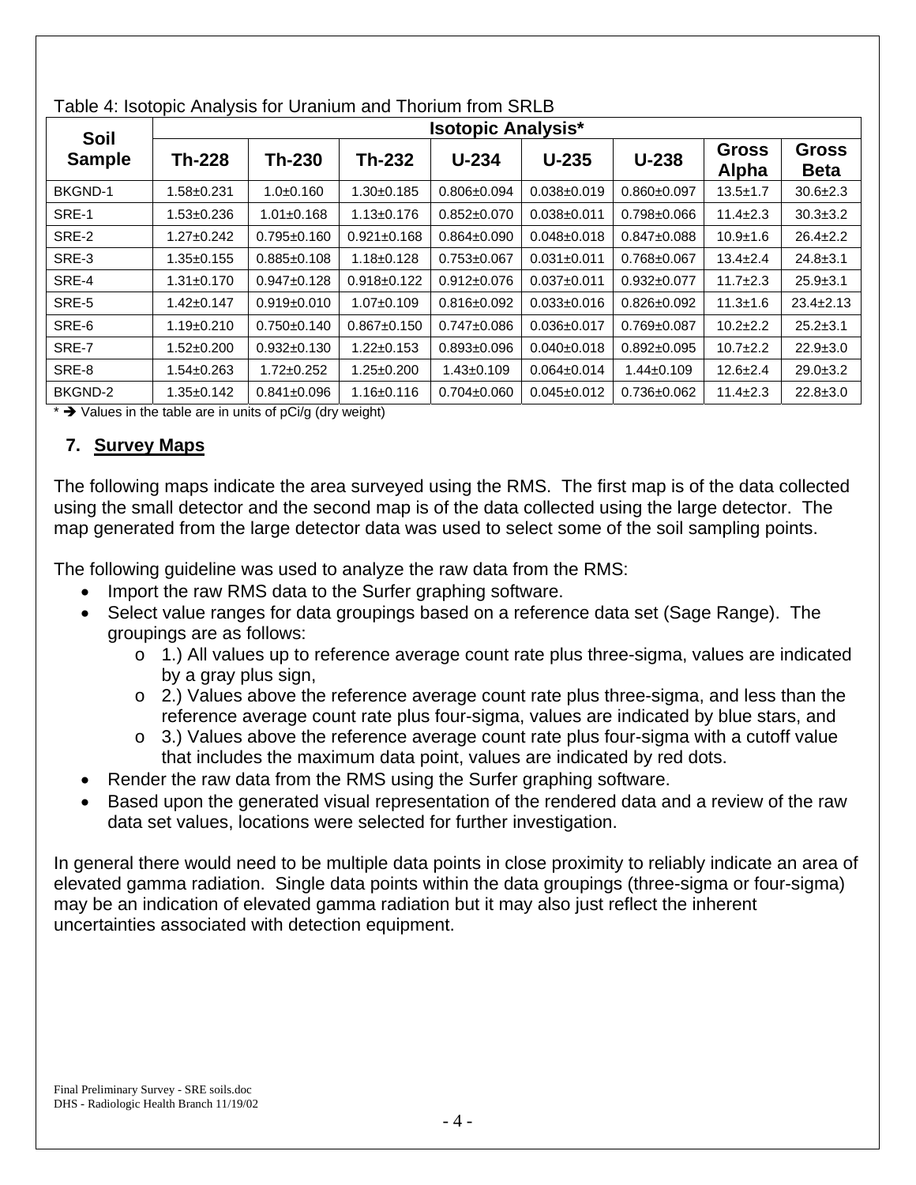Table 4: Isotopic Analysis for Uranium and Thorium from SRLB

| Soil Sample | Isotopic Analysis* | | | | | | | |
|---|---|---|---|---|---|---|---|---|
| | Th-228 | Th-230 | Th-232 | U-234 | U-235 | U-238 | Gross Alpha | Gross Beta |
| BKGND-1 | 1.58±0.231 | 1.0±0.160 | 1.30±0.185 | 0.806±0.094 | 0.038±0.019 | 0.860±0.097 | 13.5±1.7 | 30.6±2.3 |
| SRE-1 | 1.53±0.236 | 1.01±0.168 | 1.13±0.176 | 0.852±0.070 | 0.038±0.011 | 0.798±0.066 | 11.4±2.3 | 30.3±3.2 |
| SRE-2 | 1.27±0.242 | 0.795±0.160 | 0.921±0.168 | 0.864±0.090 | 0.048±0.018 | 0.847±0.088 | 10.9±1.6 | 26.4±2.2 |
| SRE-3 | 1.35±0.155 | 0.885±0.108 | 1.18±0.128 | 0.753±0.067 | 0.031±0.011 | 0.768±0.067 | 13.4±2.4 | 24.8±3.1 |
| SRE-4 | 1.31±0.170 | 0.947±0.128 | 0.918±0.122 | 0.912±0.076 | 0.037±0.011 | 0.932±0.077 | 11.7±2.3 | 25.9±3.1 |
| SRE-5 | 1.42±0.147 | 0.919±0.010 | 1.07±0.109 | 0.816±0.092 | 0.033±0.016 | 0.826±0.092 | 11.3±1.6 | 23.4±2.13 |
| SRE-6 | 1.19±0.210 | 0.750±0.140 | 0.867±0.150 | 0.747±0.086 | 0.036±0.017 | 0.769±0.087 | 10.2±2.2 | 25.2±3.1 |
| SRE-7 | 1.52±0.200 | 0.932±0.130 | 1.22±0.153 | 0.893±0.096 | 0.040±0.018 | 0.892±0.095 | 10.7±2.2 | 22.9±3.0 |
| SRE-8 | 1.54±0.263 | 1.72±0.252 | 1.25±0.200 | 1.43±0.109 | 0.064±0.014 | 1.44±0.109 | 12.6±2.4 | 29.0±3.2 |
| BKGND-2 | 1.35±0.142 | 0.841±0.096 | 1.16±0.116 | 0.704±0.060 | 0.045±0.012 | 0.736±0.062 | 11.4±2.3 | 22.8±3.0 |

* → Values in the table are in units of pCi/g (dry weight)

## 7. Survey Maps

The following maps indicate the area surveyed using the RMS. The first map is of the data collected using the small detector and the second map is of the data collected using the large detector. The map generated from the large detector data was used to select some of the soil sampling points.

The following guideline was used to analyze the raw data from the RMS:

- Import the raw RMS data to the Surfer graphing software.
- Select value ranges for data groupings based on a reference data set (Sage Range). The groupings are as follows:
  - 1.) All values up to reference average count rate plus three-sigma, values are indicated by a gray plus sign,
  - 2.) Values above the reference average count rate plus three-sigma, and less than the reference average count rate plus four-sigma, values are indicated by blue stars, and
  - 3.) Values above the reference average count rate plus four-sigma with a cutoff value that includes the maximum data point, values are indicated by red dots.
- Render the raw data from the RMS using the Surfer graphing software.
- Based upon the generated visual representation of the rendered data and a review of the raw data set values, locations were selected for further investigation.

In general there would need to be multiple data points in close proximity to reliably indicate an area of elevated gamma radiation. Single data points within the data groupings (three-sigma or four-sigma) may be an indication of elevated gamma radiation but it may also just reflect the inherent uncertainties associated with detection equipment.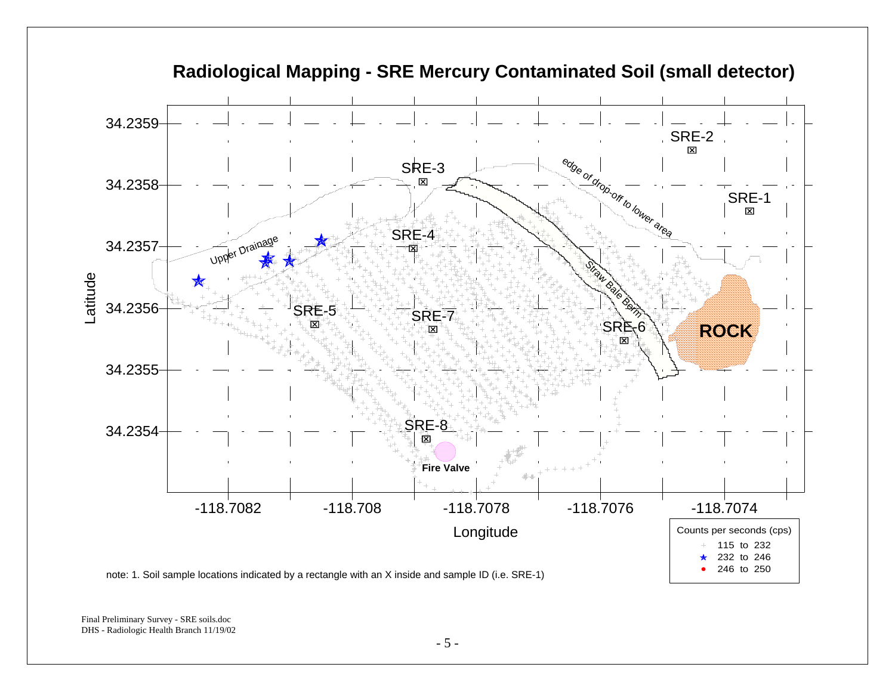## Radiological Mapping - SRE Mercury Contaminated Soil (small detector)

Counts per seconds (cps)

- + 115 to 232
- ★ 232 to 246
- ● 246 to 250

note: 1. Soil sample locations indicated by a rectangle with an X inside and sample ID (i.e. SRE-1)

Final Preliminary Survey - SRE soils.doc
DHS - Radiologic Health Branch 11/19/02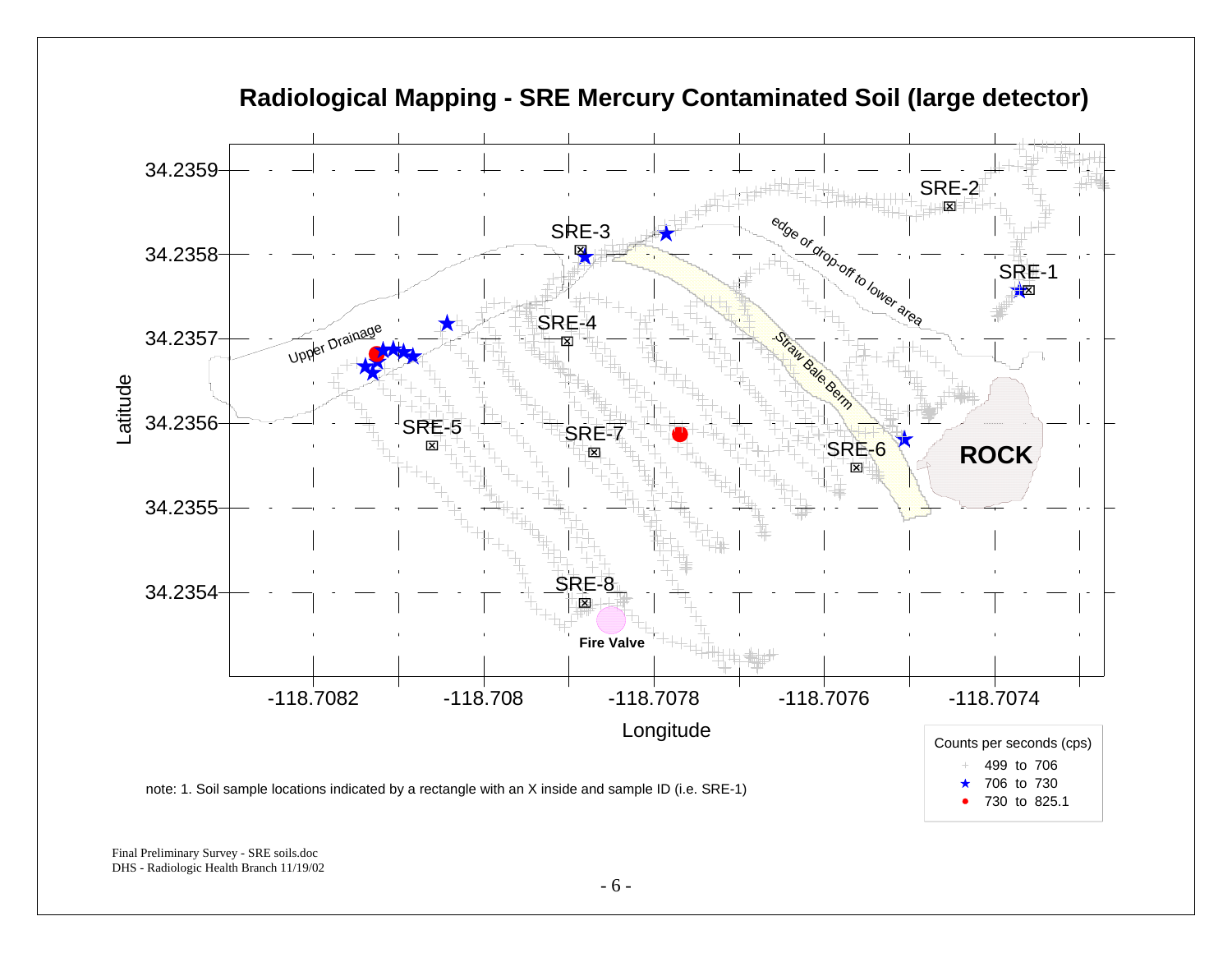## Radiological Mapping - SRE Mercury Contaminated Soil (large detector)

note: 1. Soil sample locations indicated by a rectangle with an X inside and sample ID (i.e. SRE-1)

Final Preliminary Survey - SRE soils.doc
DHS - Radiologic Health Branch 11/19/02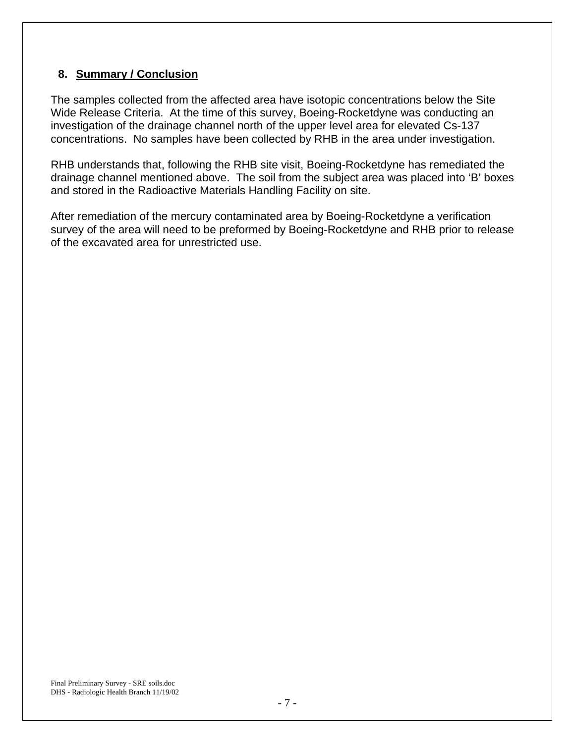## 8. Summary / Conclusion

The samples collected from the affected area have isotopic concentrations below the Site Wide Release Criteria. At the time of this survey, Boeing-Rocketdyne was conducting an investigation of the drainage channel north of the upper level area for elevated Cs-137 concentrations. No samples have been collected by RHB in the area under investigation.

RHB understands that, following the RHB site visit, Boeing-Rocketdyne has remediated the drainage channel mentioned above. The soil from the subject area was placed into 'B' boxes and stored in the Radioactive Materials Handling Facility on site.

After remediation of the mercury contaminated area by Boeing-Rocketdyne a verification survey of the area will need to be preformed by Boeing-Rocketdyne and RHB prior to release of the excavated area for unrestricted use.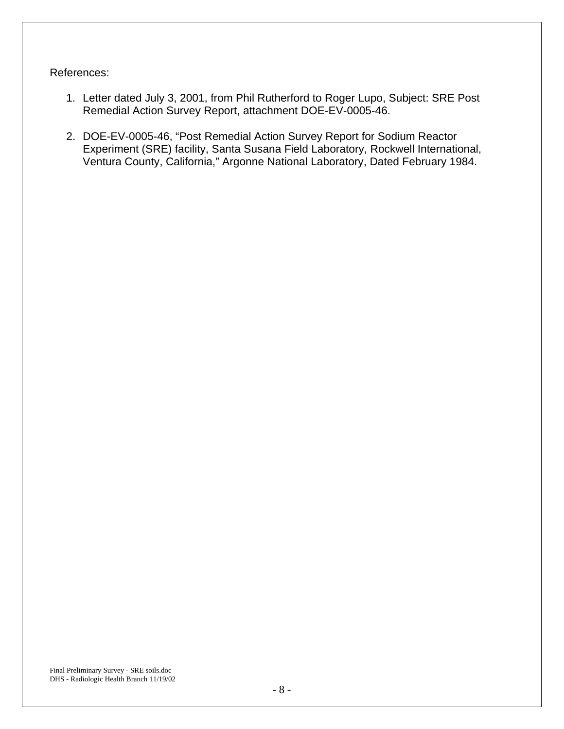References:

1. Letter dated July 3, 2001, from Phil Rutherford to Roger Lupo, Subject: SRE Post Remedial Action Survey Report, attachment DOE-EV-0005-46.

2. DOE-EV-0005-46, "Post Remedial Action Survey Report for Sodium Reactor Experiment (SRE) facility, Santa Susana Field Laboratory, Rockwell International, Ventura County, California," Argonne National Laboratory, Dated February 1984.